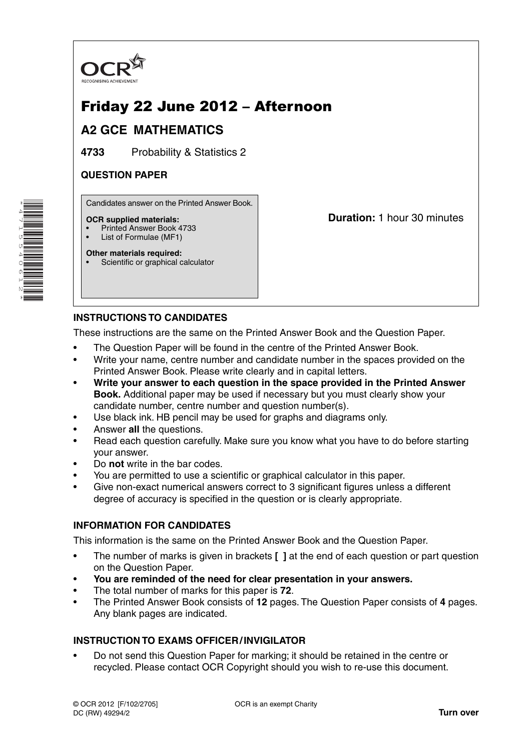OCR
RECOGNISING ACHIEVEMENT

# Friday 22 June 2012 – Afternoon

## A2 GCE MATHEMATICS

**4733** Probability & Statistics 2

**QUESTION PAPER**

Candidates answer on the Printed Answer Book.

**OCR supplied materials:**
- Printed Answer Book 4733
- List of Formulae (MF1)

**Other materials required:**
- Scientific or graphical calculator

**Duration:** 1 hour 30 minutes

### INSTRUCTIONS TO CANDIDATES

These instructions are the same on the Printed Answer Book and the Question Paper.

- The Question Paper will be found in the centre of the Printed Answer Book.
- Write your name, centre number and candidate number in the spaces provided on the Printed Answer Book. Please write clearly and in capital letters.
- **Write your answer to each question in the space provided in the Printed Answer Book.** Additional paper may be used if necessary but you must clearly show your candidate number, centre number and question number(s).
- Use black ink. HB pencil may be used for graphs and diagrams only.
- Answer **all** the questions.
- Read each question carefully. Make sure you know what you have to do before starting your answer.
- Do **not** write in the bar codes.
- You are permitted to use a scientific or graphical calculator in this paper.
- Give non-exact numerical answers correct to 3 significant figures unless a different degree of accuracy is specified in the question or is clearly appropriate.

### INFORMATION FOR CANDIDATES

This information is the same on the Printed Answer Book and the Question Paper.

- The number of marks is given in brackets **[ ]** at the end of each question or part question on the Question Paper.
- **You are reminded of the need for clear presentation in your answers.**
- The total number of marks for this paper is **72**.
- The Printed Answer Book consists of **12** pages. The Question Paper consists of **4** pages. Any blank pages are indicated.

### INSTRUCTION TO EXAMS OFFICER / INVIGILATOR

- Do not send this Question Paper for marking; it should be retained in the centre or recycled. Please contact OCR Copyright should you wish to re-use this document.

© OCR 2012 [F/102/2705]
DC (RW) 49294/2

OCR is an exempt Charity

**Turn over**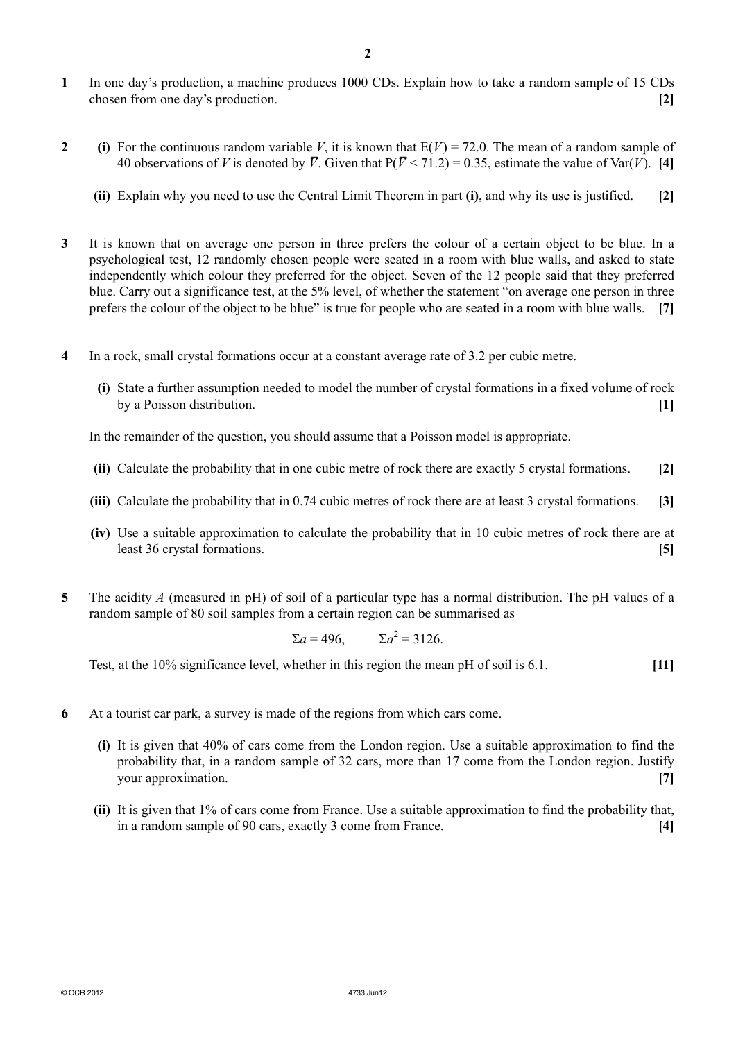**1** In one day's production, a machine produces 1000 CDs. Explain how to take a random sample of 15 CDs chosen from one day's production. **[2]**

**2** **(i)** For the continuous random variable $V$, it is known that $E(V) = 72.0$. The mean of a random sample of 40 observations of $V$ is denoted by $\overline{V}$. Given that $P(\overline{V} < 71.2) = 0.35$, estimate the value of $\text{Var}(V)$. **[4]**

**(ii)** Explain why you need to use the Central Limit Theorem in part **(i)**, and why its use is justified. **[2]**

**3** It is known that on average one person in three prefers the colour of a certain object to be blue. In a psychological test, 12 randomly chosen people were seated in a room with blue walls, and asked to state independently which colour they preferred for the object. Seven of the 12 people said that they preferred blue. Carry out a significance test, at the 5% level, of whether the statement "on average one person in three prefers the colour of the object to be blue" is true for people who are seated in a room with blue walls. **[7]**

**4** In a rock, small crystal formations occur at a constant average rate of 3.2 per cubic metre.

**(i)** State a further assumption needed to model the number of crystal formations in a fixed volume of rock by a Poisson distribution. **[1]**

In the remainder of the question, you should assume that a Poisson model is appropriate.

**(ii)** Calculate the probability that in one cubic metre of rock there are exactly 5 crystal formations. **[2]**

**(iii)** Calculate the probability that in 0.74 cubic metres of rock there are at least 3 crystal formations. **[3]**

**(iv)** Use a suitable approximation to calculate the probability that in 10 cubic metres of rock there are at least 36 crystal formations. **[5]**

**5** The acidity $A$ (measured in pH) of soil of a particular type has a normal distribution. The pH values of a random sample of 80 soil samples from a certain region can be summarised as

$$\Sigma a = 496, \qquad \Sigma a^2 = 3126.$$

Test, at the 10% significance level, whether in this region the mean pH of soil is 6.1. **[11]**

**6** At a tourist car park, a survey is made of the regions from which cars come.

**(i)** It is given that 40% of cars come from the London region. Use a suitable approximation to find the probability that, in a random sample of 32 cars, more than 17 come from the London region. Justify your approximation. **[7]**

**(ii)** It is given that 1% of cars come from France. Use a suitable approximation to find the probability that, in a random sample of 90 cars, exactly 3 come from France. **[4]**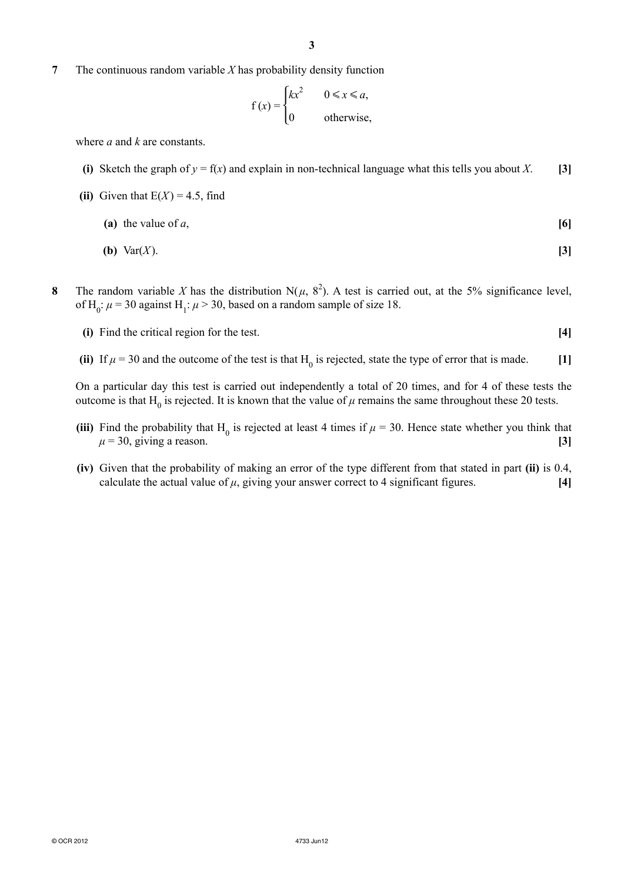**7** The continuous random variable $X$ has probability density function

$$f(x) = \begin{cases} kx^2 & 0 \leqslant x \leqslant a, \\ 0 & \text{otherwise,} \end{cases}$$

where $a$ and $k$ are constants.

**(i)** Sketch the graph of $y = f(x)$ and explain in non-technical language what this tells you about $X$. **[3]**

**(ii)** Given that $E(X) = 4.5$, find

**(a)** the value of $a$, **[6]**

**(b)** $\text{Var}(X)$. **[3]**

**8** The random variable $X$ has the distribution $N(\mu, 8^2)$. A test is carried out, at the 5% significance level, of $H_0$: $\mu = 30$ against $H_1$: $\mu > 30$, based on a random sample of size 18.

**(i)** Find the critical region for the test. **[4]**

**(ii)** If $\mu = 30$ and the outcome of the test is that $H_0$ is rejected, state the type of error that is made. **[1]**

On a particular day this test is carried out independently a total of 20 times, and for 4 of these tests the outcome is that $H_0$ is rejected. It is known that the value of $\mu$ remains the same throughout these 20 tests.

**(iii)** Find the probability that $H_0$ is rejected at least 4 times if $\mu = 30$. Hence state whether you think that $\mu = 30$, giving a reason. **[3]**

**(iv)** Given that the probability of making an error of the type different from that stated in part **(ii)** is 0.4, calculate the actual value of $\mu$, giving your answer correct to 4 significant figures. **[4]**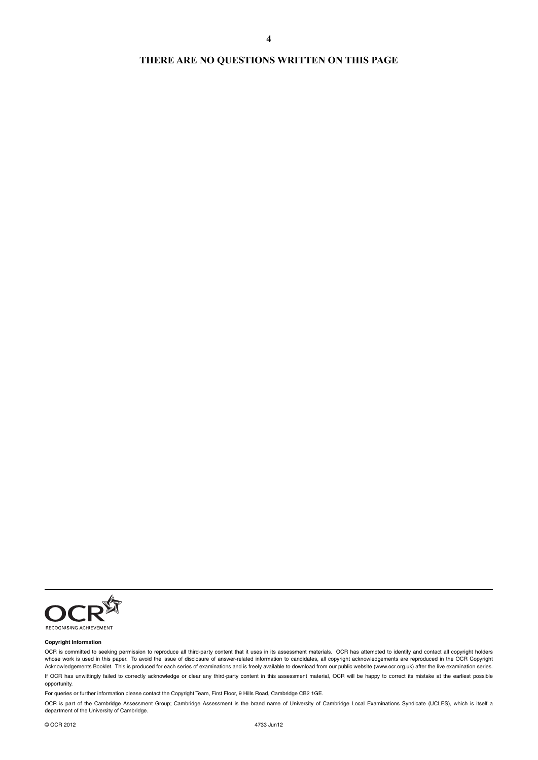**THERE ARE NO QUESTIONS WRITTEN ON THIS PAGE**

OCR
RECOGNISING ACHIEVEMENT

**Copyright Information**

OCR is committed to seeking permission to reproduce all third-party content that it uses in its assessment materials. OCR has attempted to identify and contact all copyright holders whose work is used in this paper. To avoid the issue of disclosure of answer-related information to candidates, all copyright acknowledgements are reproduced in the OCR Copyright Acknowledgements Booklet. This is produced for each series of examinations and is freely available to download from our public website (www.ocr.org.uk) after the live examination series.

If OCR has unwittingly failed to correctly acknowledge or clear any third-party content in this assessment material, OCR will be happy to correct its mistake at the earliest possible opportunity.

For queries or further information please contact the Copyright Team, First Floor, 9 Hills Road, Cambridge CB2 1GE.

OCR is part of the Cambridge Assessment Group; Cambridge Assessment is the brand name of University of Cambridge Local Examinations Syndicate (UCLES), which is itself a department of the University of Cambridge.

© OCR 2012 4733 Jun12